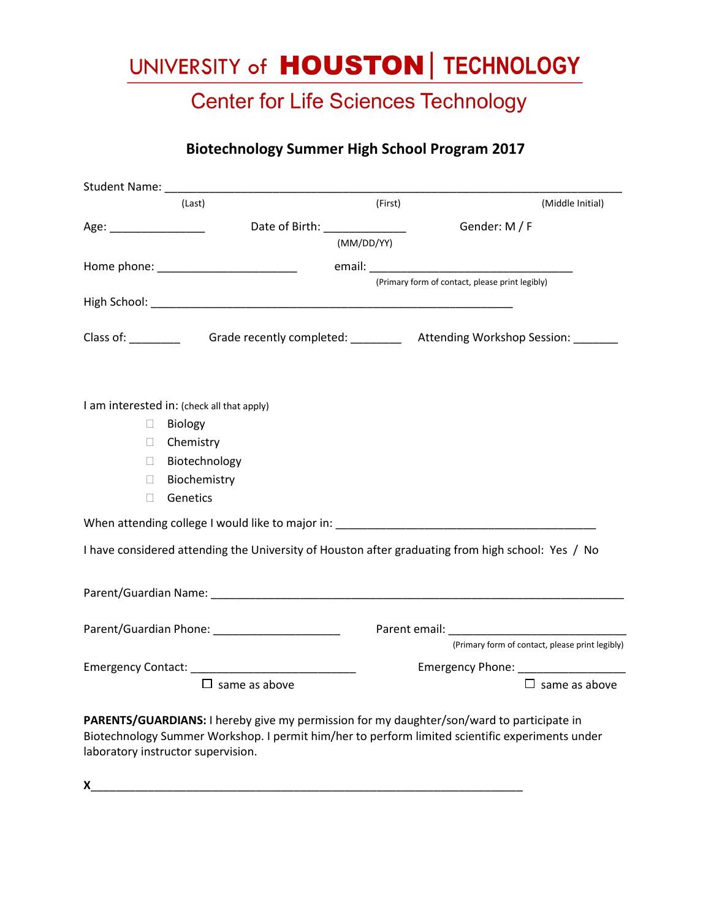# UNIVERSITY of HOUSTON | TECHNOLOGY

## Center for Life Sciences Technology

### Biotechnology Summer High School Program 2017

Student Name: ______________________________________________________________________

(Last) (First) (Middle Initial)

Age: _______________ Date of Birth: _____________ Gender: M / F

(MM/DD/YY)

Home phone: ______________________ email: _________________________________

(Primary form of contact, please print legibly)

High School: ___________________________________________________________

Class of: ________ Grade recently completed: ________ Attending Workshop Session: _______

I am interested in: (check all that apply)

- ☐ Biology
- ☐ Chemistry
- ☐ Biotechnology
- ☐ Biochemistry
- ☐ Genetics

When attending college I would like to major in: _________________________________________

I have considered attending the University of Houston after graduating from high school: Yes / No

Parent/Guardian Name: _____________________________________________________________________

Parent/Guardian Phone: ____________________ Parent email: ____________________________

(Primary form of contact, please print legibly)

Emergency Contact: __________________________ Emergency Phone: _________________

☐ same as above ☐ same as above

**PARENTS/GUARDIANS:** I hereby give my permission for my daughter/son/ward to participate in Biotechnology Summer Workshop. I permit him/her to perform limited scientific experiments under laboratory instructor supervision.

**X**____________________________________________________________________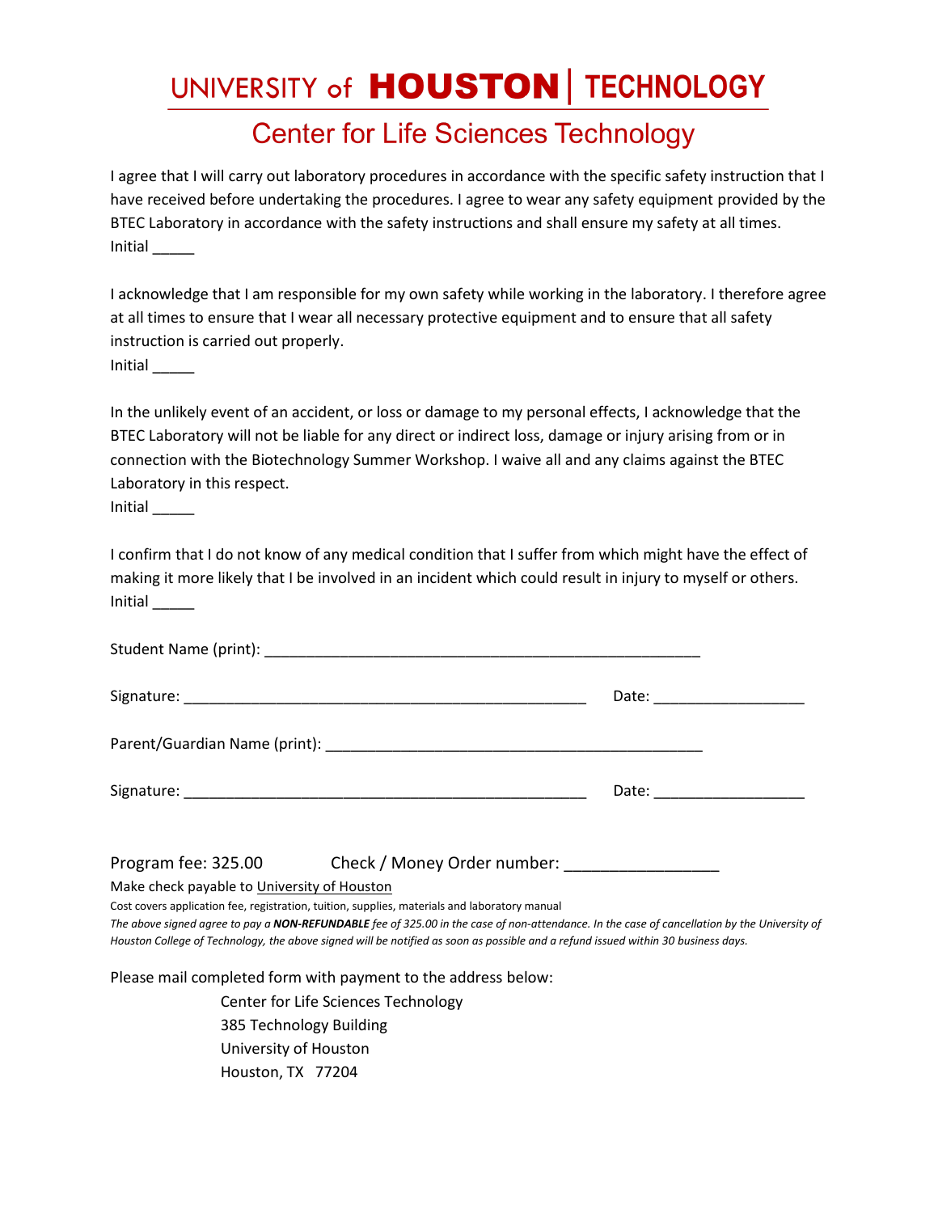# UNIVERSITY of HOUSTON | TECHNOLOGY

## Center for Life Sciences Technology

I agree that I will carry out laboratory procedures in accordance with the specific safety instruction that I have received before undertaking the procedures. I agree to wear any safety equipment provided by the BTEC Laboratory in accordance with the safety instructions and shall ensure my safety at all times.
Initial _____

I acknowledge that I am responsible for my own safety while working in the laboratory. I therefore agree at all times to ensure that I wear all necessary protective equipment and to ensure that all safety instruction is carried out properly.
Initial _____

In the unlikely event of an accident, or loss or damage to my personal effects, I acknowledge that the BTEC Laboratory will not be liable for any direct or indirect loss, damage or injury arising from or in connection with the Biotechnology Summer Workshop. I waive all and any claims against the BTEC Laboratory in this respect.
Initial _____

I confirm that I do not know of any medical condition that I suffer from which might have the effect of making it more likely that I be involved in an incident which could result in injury to myself or others.
Initial _____

Student Name (print): ____________________________________________________

Signature: ________________________________________________ Date: __________________

Parent/Guardian Name (print): _____________________________________________

Signature: ________________________________________________ Date: __________________

Program fee: 325.00 Check / Money Order number: _________________

Make check payable to University of Houston

Cost covers application fee, registration, tuition, supplies, materials and laboratory manual

*The above signed agree to pay a **NON-REFUNDABLE** fee of 325.00 in the case of non-attendance. In the case of cancellation by the University of Houston College of Technology, the above signed will be notified as soon as possible and a refund issued within 30 business days.*

Please mail completed form with payment to the address below:

Center for Life Sciences Technology
385 Technology Building
University of Houston
Houston, TX 77204